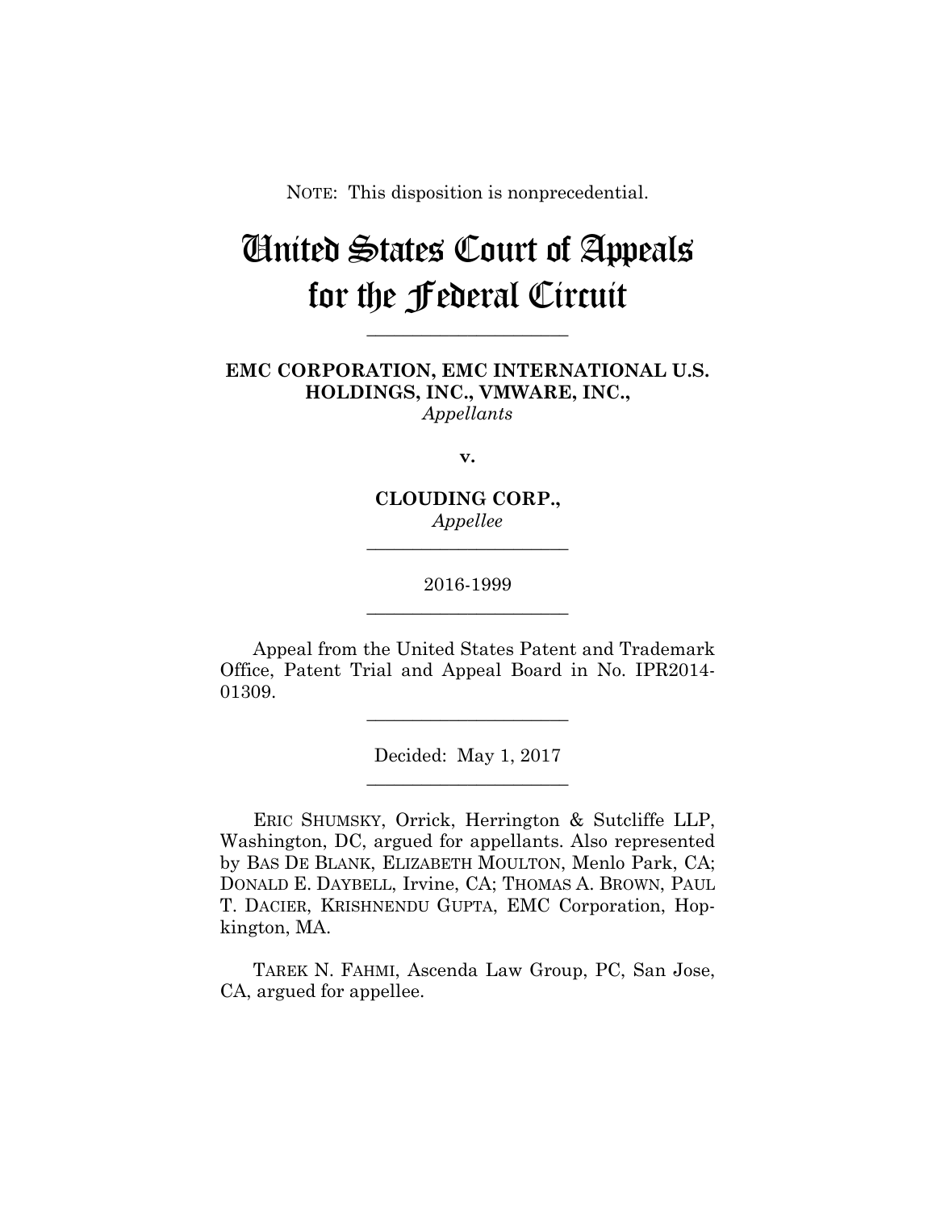NOTE: This disposition is nonprecedential.

# United States Court of Appeals for the Federal Circuit

---

**EMC CORPORATION, EMC INTERNATIONAL U.S. HOLDINGS, INC., VMWARE, INC.,**
*Appellants*

**v.**

**CLOUDING CORP.,**
*Appellee*

---

2016-1999

---

Appeal from the United States Patent and Trademark Office, Patent Trial and Appeal Board in No. IPR2014-01309.

---

Decided: May 1, 2017

---

ERIC SHUMSKY, Orrick, Herrington & Sutcliffe LLP, Washington, DC, argued for appellants. Also represented by BAS DE BLANK, ELIZABETH MOULTON, Menlo Park, CA; DONALD E. DAYBELL, Irvine, CA; THOMAS A. BROWN, PAUL T. DACIER, KRISHNENDU GUPTA, EMC Corporation, Hopkington, MA.

TAREK N. FAHMI, Ascenda Law Group, PC, San Jose, CA, argued for appellee.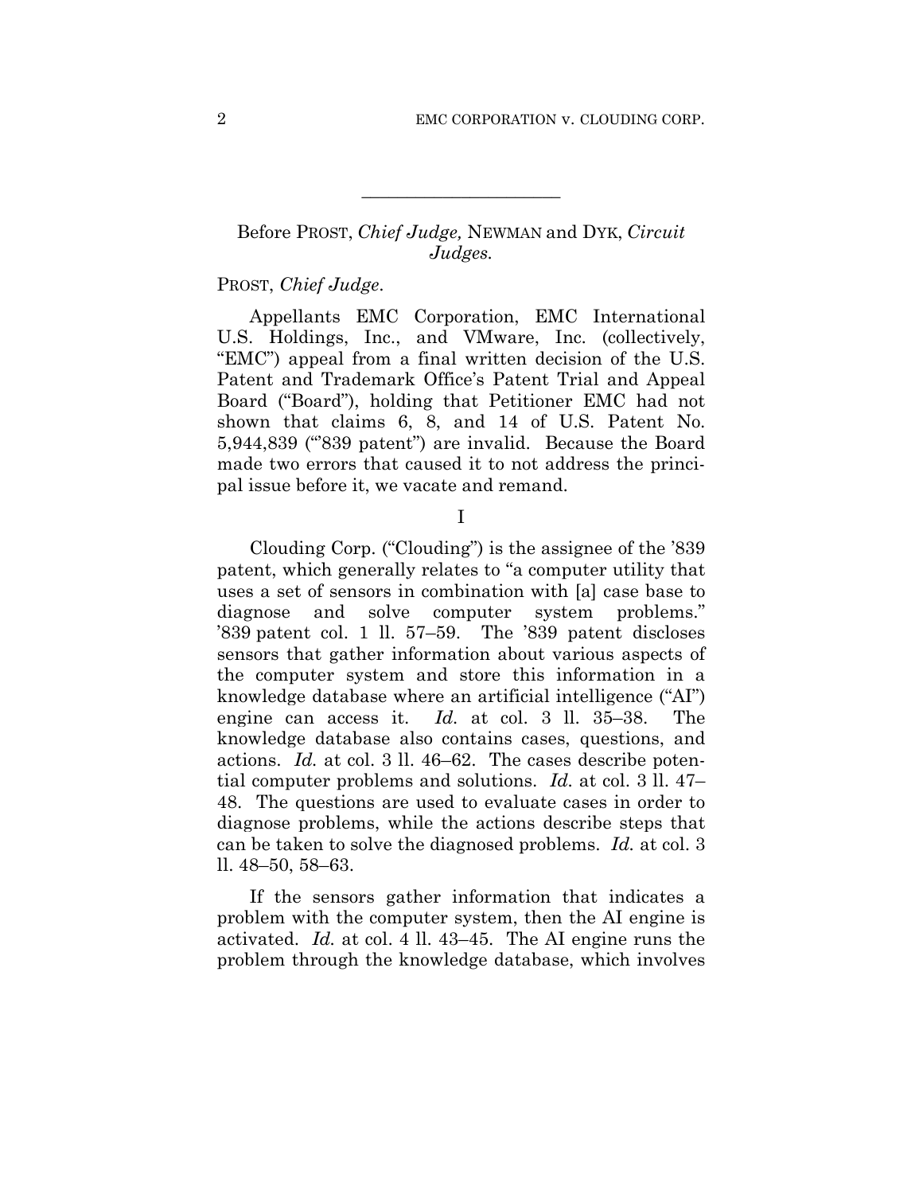---

Before PROST, *Chief Judge,* NEWMAN and DYK, *Circuit Judges.*

PROST, *Chief Judge.*

Appellants EMC Corporation, EMC International U.S. Holdings, Inc., and VMware, Inc. (collectively, "EMC") appeal from a final written decision of the U.S. Patent and Trademark Office's Patent Trial and Appeal Board ("Board"), holding that Petitioner EMC had not shown that claims 6, 8, and 14 of U.S. Patent No. 5,944,839 ("'839 patent") are invalid. Because the Board made two errors that caused it to not address the principal issue before it, we vacate and remand.

I

Clouding Corp. ("Clouding") is the assignee of the '839 patent, which generally relates to "a computer utility that uses a set of sensors in combination with [a] case base to diagnose and solve computer system problems." '839 patent col. 1 ll. 57–59. The '839 patent discloses sensors that gather information about various aspects of the computer system and store this information in a knowledge database where an artificial intelligence ("AI") engine can access it. *Id.* at col. 3 ll. 35–38. The knowledge database also contains cases, questions, and actions. *Id.* at col. 3 ll. 46–62. The cases describe potential computer problems and solutions. *Id.* at col. 3 ll. 47–48. The questions are used to evaluate cases in order to diagnose problems, while the actions describe steps that can be taken to solve the diagnosed problems. *Id.* at col. 3 ll. 48–50, 58–63.

If the sensors gather information that indicates a problem with the computer system, then the AI engine is activated. *Id.* at col. 4 ll. 43–45. The AI engine runs the problem through the knowledge database, which involves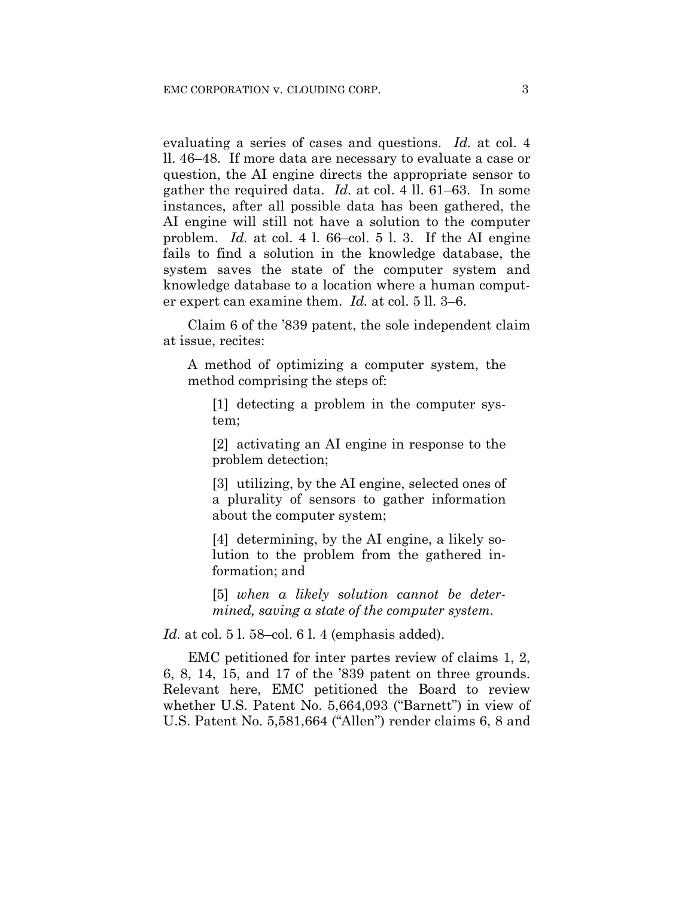evaluating a series of cases and questions. *Id.* at col. 4 ll. 46–48. If more data are necessary to evaluate a case or question, the AI engine directs the appropriate sensor to gather the required data. *Id.* at col. 4 ll. 61–63. In some instances, after all possible data has been gathered, the AI engine will still not have a solution to the computer problem. *Id.* at col. 4 l. 66–col. 5 l. 3. If the AI engine fails to find a solution in the knowledge database, the system saves the state of the computer system and knowledge database to a location where a human computer expert can examine them. *Id.* at col. 5 ll. 3–6.

Claim 6 of the '839 patent, the sole independent claim at issue, recites:

> A method of optimizing a computer system, the method comprising the steps of:
>
> > [1] detecting a problem in the computer system;
> >
> > [2] activating an AI engine in response to the problem detection;
> >
> > [3] utilizing, by the AI engine, selected ones of a plurality of sensors to gather information about the computer system;
> >
> > [4] determining, by the AI engine, a likely solution to the problem from the gathered information; and
> >
> > [5] *when a likely solution cannot be determined, saving a state of the computer system.*

*Id.* at col. 5 l. 58–col. 6 l. 4 (emphasis added).

EMC petitioned for inter partes review of claims 1, 2, 6, 8, 14, 15, and 17 of the '839 patent on three grounds. Relevant here, EMC petitioned the Board to review whether U.S. Patent No. 5,664,093 ("Barnett") in view of U.S. Patent No. 5,581,664 ("Allen") render claims 6, 8 and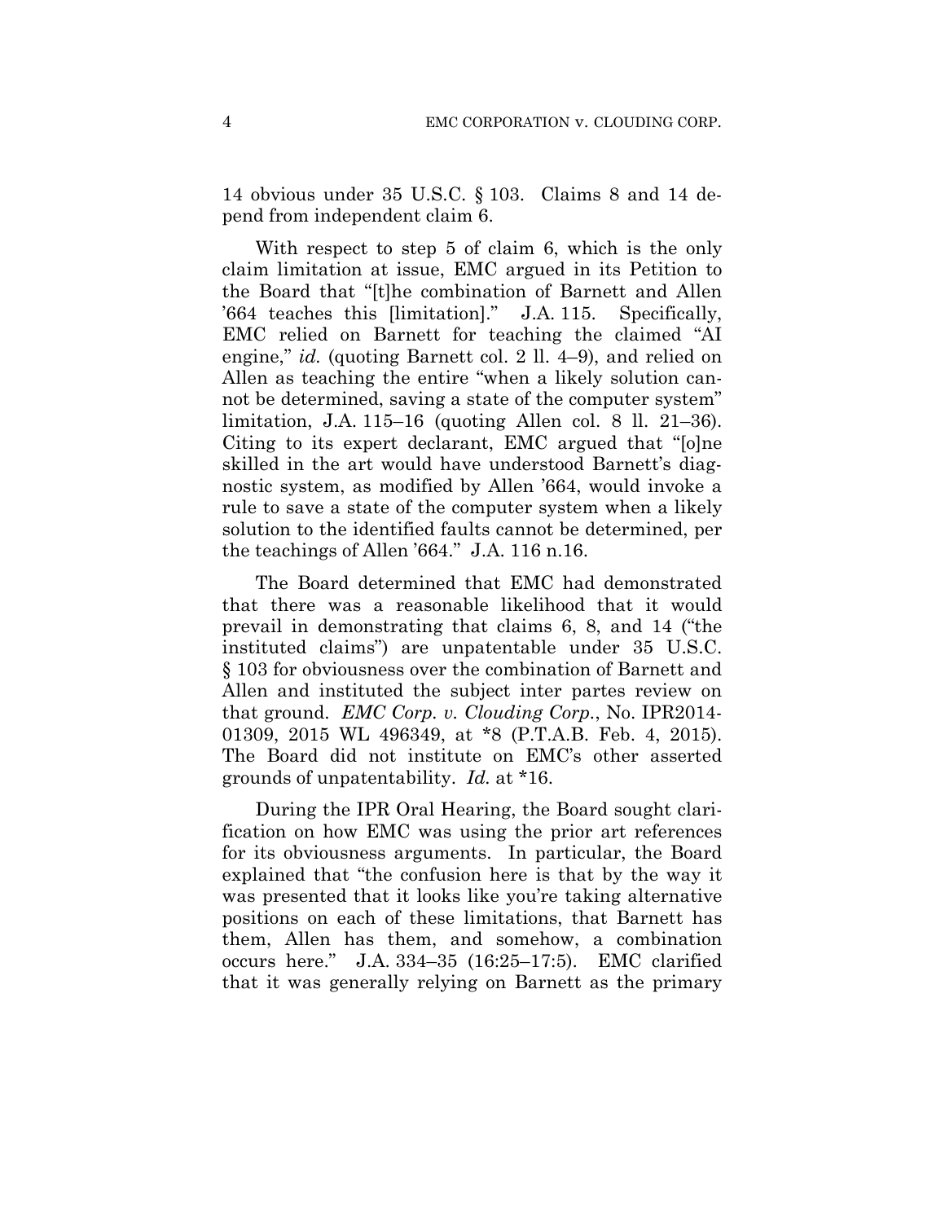14 obvious under 35 U.S.C. § 103. Claims 8 and 14 depend from independent claim 6.

With respect to step 5 of claim 6, which is the only claim limitation at issue, EMC argued in its Petition to the Board that "[t]he combination of Barnett and Allen '664 teaches this [limitation]." J.A. 115. Specifically, EMC relied on Barnett for teaching the claimed "AI engine," *id.* (quoting Barnett col. 2 ll. 4–9), and relied on Allen as teaching the entire "when a likely solution cannot be determined, saving a state of the computer system" limitation, J.A. 115–16 (quoting Allen col. 8 ll. 21–36). Citing to its expert declarant, EMC argued that "[o]ne skilled in the art would have understood Barnett's diagnostic system, as modified by Allen '664, would invoke a rule to save a state of the computer system when a likely solution to the identified faults cannot be determined, per the teachings of Allen '664." J.A. 116 n.16.

The Board determined that EMC had demonstrated that there was a reasonable likelihood that it would prevail in demonstrating that claims 6, 8, and 14 ("the instituted claims") are unpatentable under 35 U.S.C. § 103 for obviousness over the combination of Barnett and Allen and instituted the subject inter partes review on that ground. *EMC Corp. v. Clouding Corp.*, No. IPR2014-01309, 2015 WL 496349, at *8 (P.T.A.B. Feb. 4, 2015). The Board did not institute on EMC's other asserted grounds of unpatentability. *Id.* at *16.

During the IPR Oral Hearing, the Board sought clarification on how EMC was using the prior art references for its obviousness arguments. In particular, the Board explained that "the confusion here is that by the way it was presented that it looks like you're taking alternative positions on each of these limitations, that Barnett has them, Allen has them, and somehow, a combination occurs here." J.A. 334–35 (16:25–17:5). EMC clarified that it was generally relying on Barnett as the primary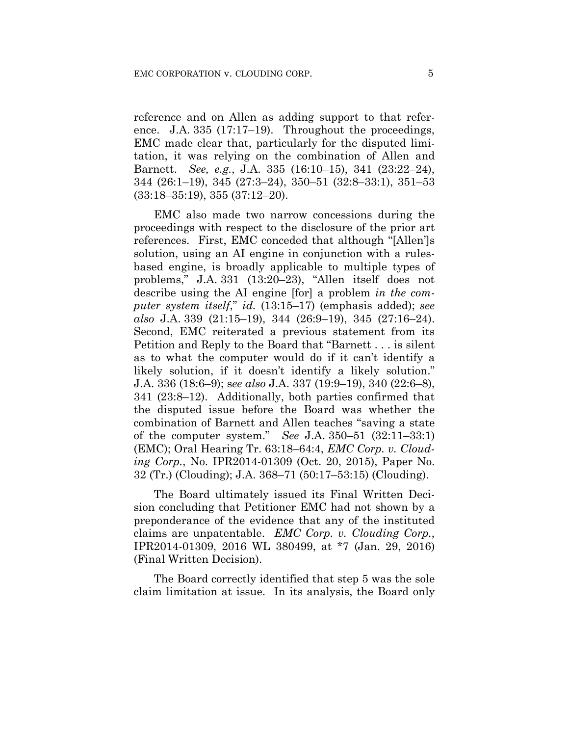reference and on Allen as adding support to that reference. J.A. 335 (17:17–19). Throughout the proceedings, EMC made clear that, particularly for the disputed limitation, it was relying on the combination of Allen and Barnett. *See, e.g.*, J.A. 335 (16:10–15), 341 (23:22–24), 344 (26:1–19), 345 (27:3–24), 350–51 (32:8–33:1), 351–53 (33:18–35:19), 355 (37:12–20).

EMC also made two narrow concessions during the proceedings with respect to the disclosure of the prior art references. First, EMC conceded that although "[Allen']s solution, using an AI engine in conjunction with a rules-based engine, is broadly applicable to multiple types of problems," J.A. 331 (13:20–23), "Allen itself does not describe using the AI engine [for] a problem *in the computer system itself*," *id.* (13:15–17) (emphasis added); *see also* J.A. 339 (21:15–19), 344 (26:9–19), 345 (27:16–24). Second, EMC reiterated a previous statement from its Petition and Reply to the Board that "Barnett . . . is silent as to what the computer would do if it can't identify a likely solution, if it doesn't identify a likely solution." J.A. 336 (18:6–9); s*ee also* J.A. 337 (19:9–19), 340 (22:6–8), 341 (23:8–12). Additionally, both parties confirmed that the disputed issue before the Board was whether the combination of Barnett and Allen teaches "saving a state of the computer system." *See* J.A. 350–51 (32:11–33:1) (EMC); Oral Hearing Tr. 63:18–64:4, *EMC Corp. v. Clouding Corp.*, No. IPR2014-01309 (Oct. 20, 2015), Paper No. 32 (Tr.) (Clouding); J.A. 368–71 (50:17–53:15) (Clouding).

The Board ultimately issued its Final Written Decision concluding that Petitioner EMC had not shown by a preponderance of the evidence that any of the instituted claims are unpatentable. *EMC Corp. v. Clouding Corp.*, IPR2014-01309, 2016 WL 380499, at *7 (Jan. 29, 2016) (Final Written Decision).

The Board correctly identified that step 5 was the sole claim limitation at issue. In its analysis, the Board only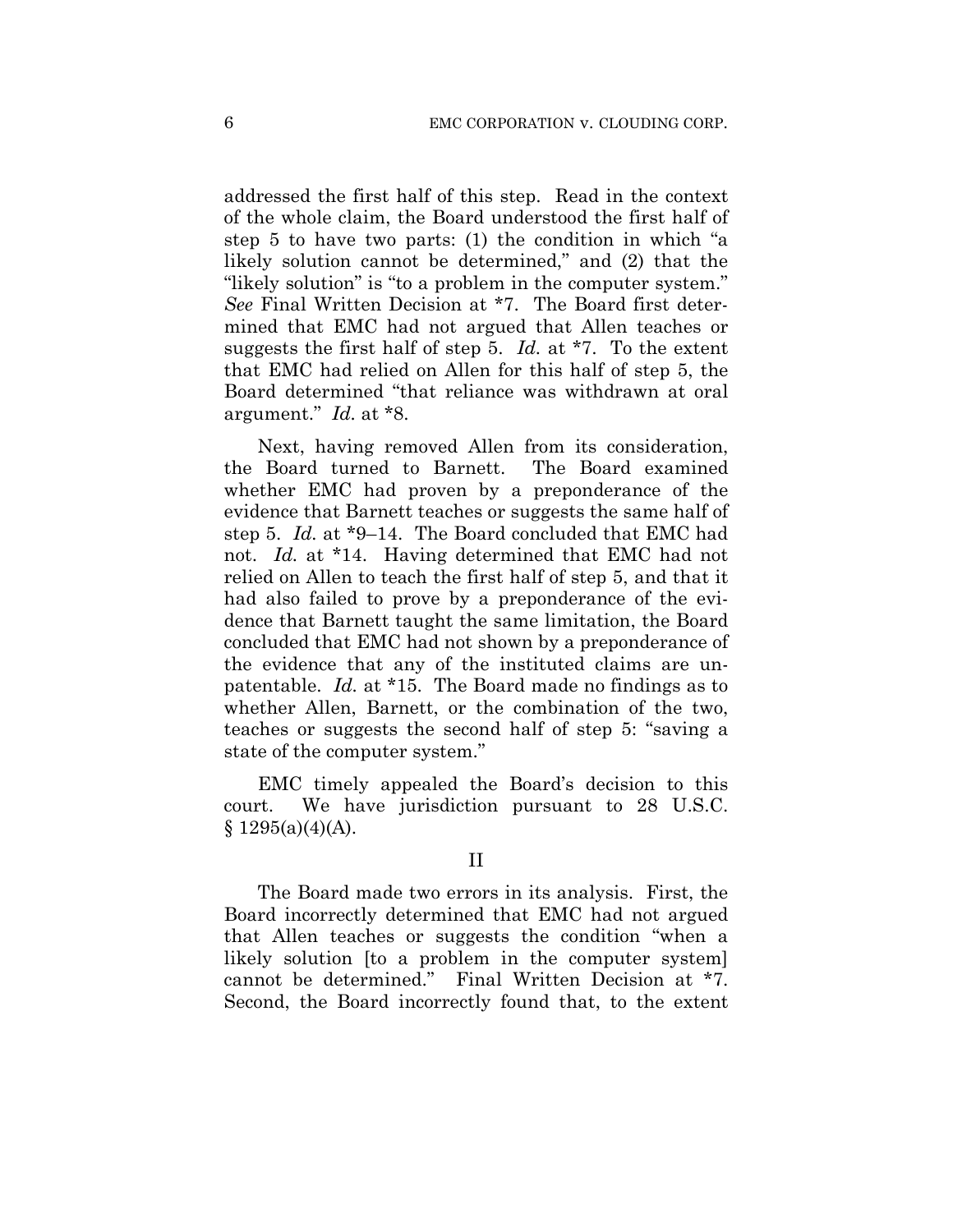addressed the first half of this step. Read in the context of the whole claim, the Board understood the first half of step 5 to have two parts: (1) the condition in which "a likely solution cannot be determined," and (2) that the "likely solution" is "to a problem in the computer system." *See* Final Written Decision at *7. The Board first determined that EMC had not argued that Allen teaches or suggests the first half of step 5. *Id.* at *7. To the extent that EMC had relied on Allen for this half of step 5, the Board determined "that reliance was withdrawn at oral argument." *Id.* at *8.

Next, having removed Allen from its consideration, the Board turned to Barnett. The Board examined whether EMC had proven by a preponderance of the evidence that Barnett teaches or suggests the same half of step 5. *Id.* at *9–14. The Board concluded that EMC had not. *Id.* at *14. Having determined that EMC had not relied on Allen to teach the first half of step 5, and that it had also failed to prove by a preponderance of the evidence that Barnett taught the same limitation, the Board concluded that EMC had not shown by a preponderance of the evidence that any of the instituted claims are unpatentable. *Id.* at *15. The Board made no findings as to whether Allen, Barnett, or the combination of the two, teaches or suggests the second half of step 5: "saving a state of the computer system."

EMC timely appealed the Board's decision to this court. We have jurisdiction pursuant to 28 U.S.C. § 1295(a)(4)(A).

## II

The Board made two errors in its analysis. First, the Board incorrectly determined that EMC had not argued that Allen teaches or suggests the condition "when a likely solution [to a problem in the computer system] cannot be determined." Final Written Decision at *7. Second, the Board incorrectly found that, to the extent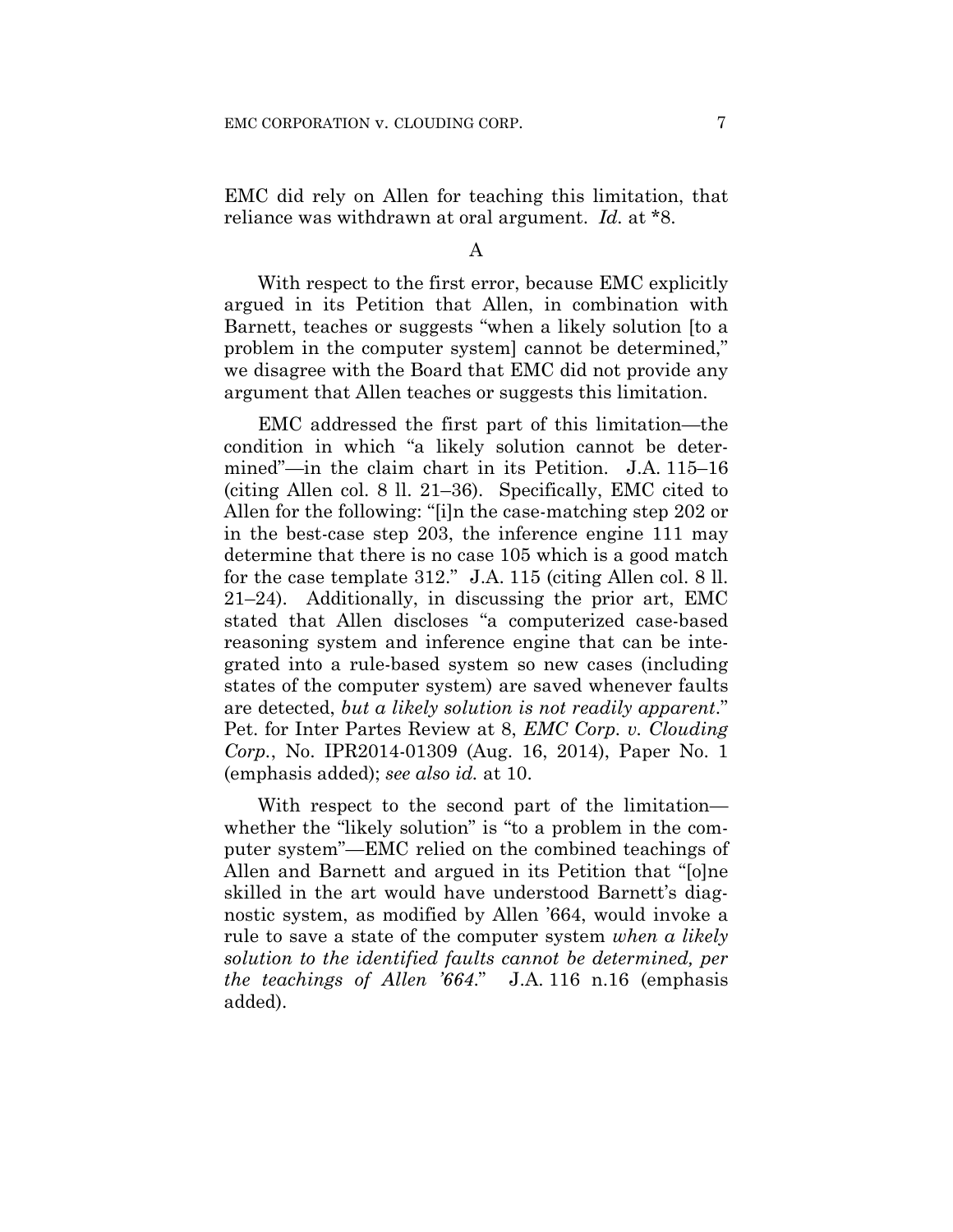EMC did rely on Allen for teaching this limitation, that reliance was withdrawn at oral argument. *Id.* at *8.

### A

With respect to the first error, because EMC explicitly argued in its Petition that Allen, in combination with Barnett, teaches or suggests "when a likely solution [to a problem in the computer system] cannot be determined," we disagree with the Board that EMC did not provide any argument that Allen teaches or suggests this limitation.

EMC addressed the first part of this limitation—the condition in which "a likely solution cannot be determined"—in the claim chart in its Petition. J.A. 115–16 (citing Allen col. 8 ll. 21–36). Specifically, EMC cited to Allen for the following: "[i]n the case-matching step 202 or in the best-case step 203, the inference engine 111 may determine that there is no case 105 which is a good match for the case template 312." J.A. 115 (citing Allen col. 8 ll. 21–24). Additionally, in discussing the prior art, EMC stated that Allen discloses "a computerized case-based reasoning system and inference engine that can be integrated into a rule-based system so new cases (including states of the computer system) are saved whenever faults are detected, *but a likely solution is not readily apparent*." Pet. for Inter Partes Review at 8, *EMC Corp. v. Clouding Corp.*, No. IPR2014-01309 (Aug. 16, 2014), Paper No. 1 (emphasis added); *see also id.* at 10.

With respect to the second part of the limitation—whether the "likely solution" is "to a problem in the computer system"—EMC relied on the combined teachings of Allen and Barnett and argued in its Petition that "[o]ne skilled in the art would have understood Barnett's diagnostic system, as modified by Allen '664, would invoke a rule to save a state of the computer system *when a likely solution to the identified faults cannot be determined, per the teachings of Allen '664*." J.A. 116 n.16 (emphasis added).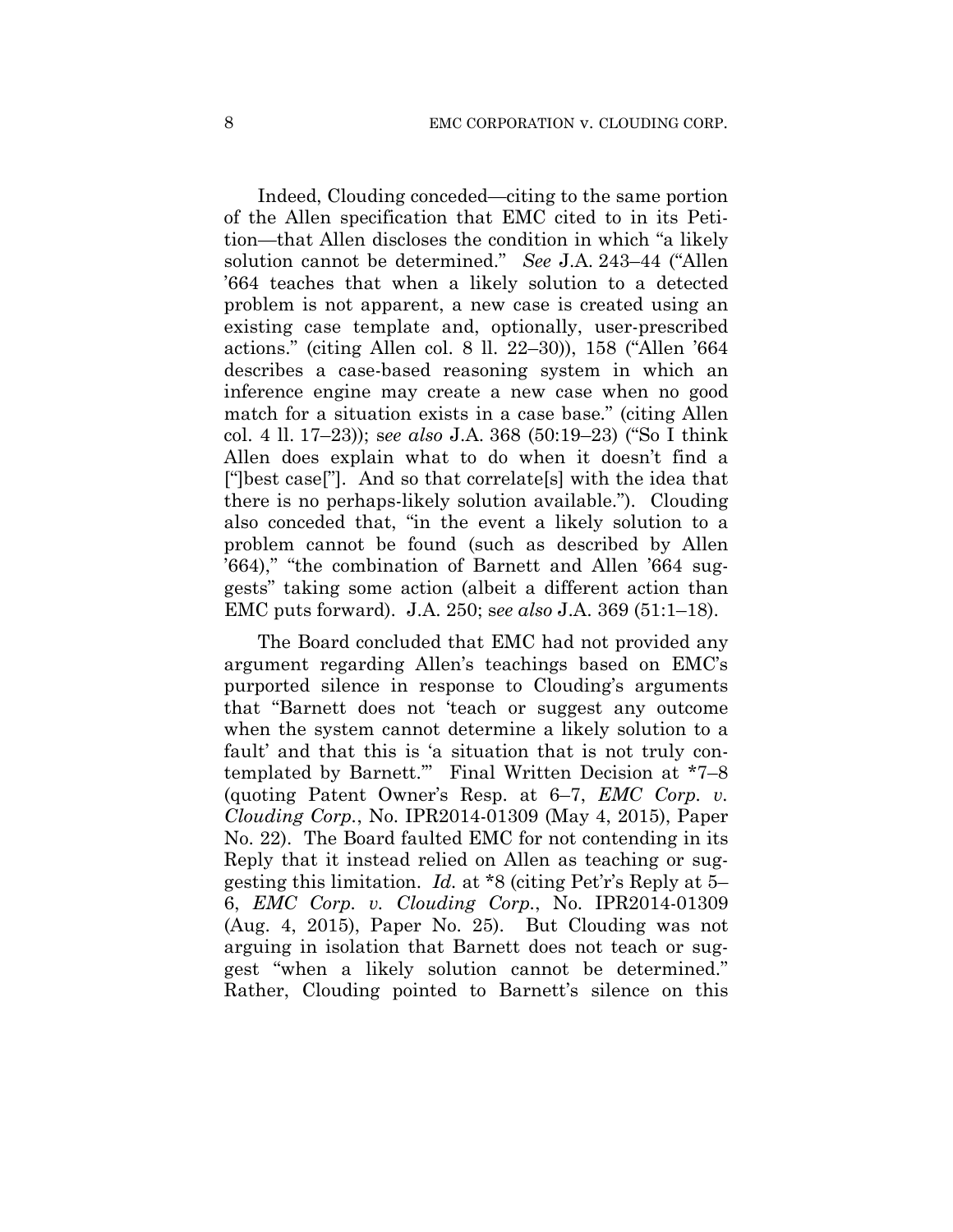Indeed, Clouding conceded—citing to the same portion of the Allen specification that EMC cited to in its Petition—that Allen discloses the condition in which "a likely solution cannot be determined." *See* J.A. 243–44 ("Allen '664 teaches that when a likely solution to a detected problem is not apparent, a new case is created using an existing case template and, optionally, user-prescribed actions." (citing Allen col. 8 ll. 22–30)), 158 ("Allen '664 describes a case-based reasoning system in which an inference engine may create a new case when no good match for a situation exists in a case base." (citing Allen col. 4 ll. 17–23)); s*ee also* J.A. 368 (50:19–23) ("So I think Allen does explain what to do when it doesn't find a ["]best case["]. And so that correlate[s] with the idea that there is no perhaps-likely solution available."). Clouding also conceded that, "in the event a likely solution to a problem cannot be found (such as described by Allen '664)," "the combination of Barnett and Allen '664 suggests" taking some action (albeit a different action than EMC puts forward). J.A. 250; s*ee also* J.A. 369 (51:1–18).

The Board concluded that EMC had not provided any argument regarding Allen's teachings based on EMC's purported silence in response to Clouding's arguments that "Barnett does not 'teach or suggest any outcome when the system cannot determine a likely solution to a fault' and that this is 'a situation that is not truly contemplated by Barnett.'" Final Written Decision at \*7–8 (quoting Patent Owner's Resp. at 6–7, *EMC Corp. v. Clouding Corp.*, No. IPR2014-01309 (May 4, 2015), Paper No. 22). The Board faulted EMC for not contending in its Reply that it instead relied on Allen as teaching or suggesting this limitation. *Id.* at \*8 (citing Pet'r's Reply at 5–6, *EMC Corp. v. Clouding Corp.*, No. IPR2014-01309 (Aug. 4, 2015), Paper No. 25). But Clouding was not arguing in isolation that Barnett does not teach or suggest "when a likely solution cannot be determined." Rather, Clouding pointed to Barnett's silence on this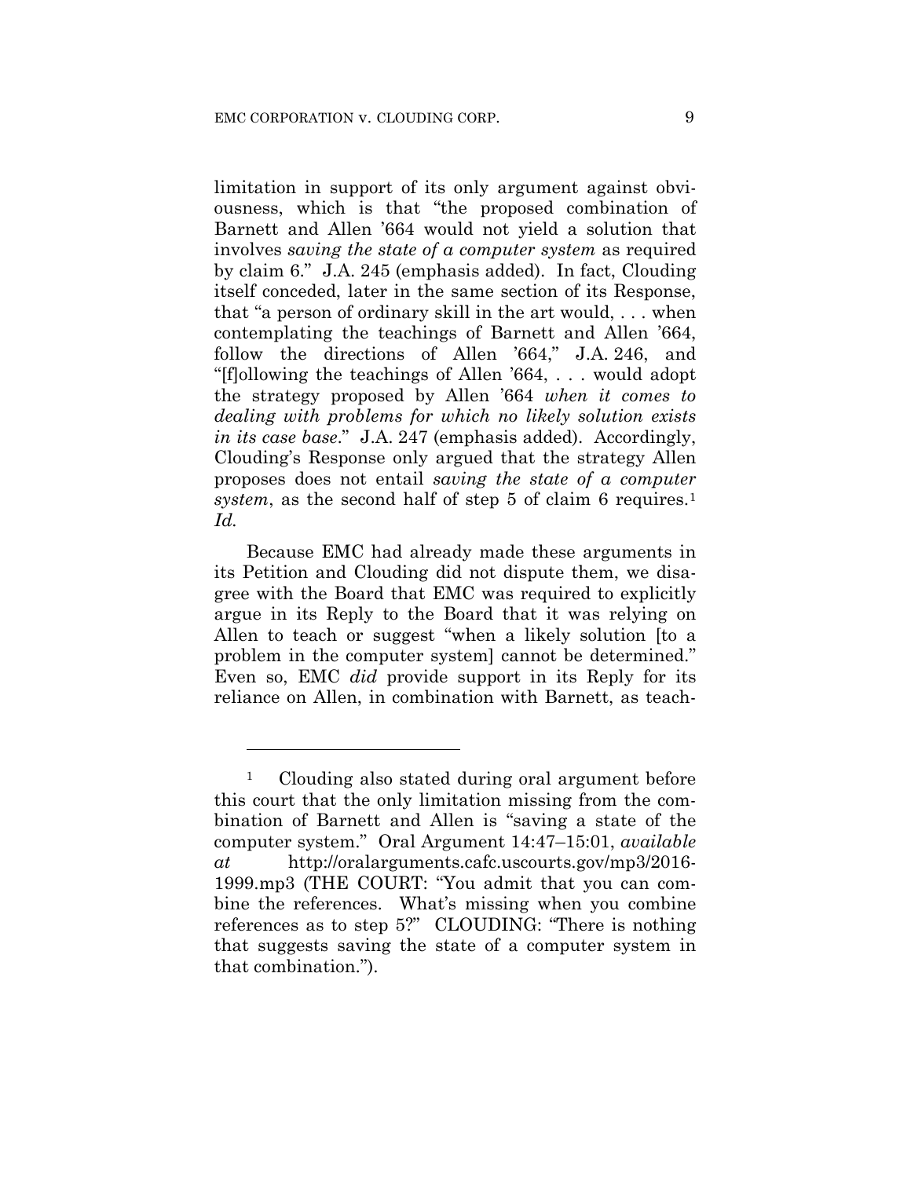limitation in support of its only argument against obviousness, which is that "the proposed combination of Barnett and Allen '664 would not yield a solution that involves *saving the state of a computer system* as required by claim 6." J.A. 245 (emphasis added). In fact, Clouding itself conceded, later in the same section of its Response, that "a person of ordinary skill in the art would, . . . when contemplating the teachings of Barnett and Allen '664, follow the directions of Allen '664," J.A. 246, and "[f]ollowing the teachings of Allen '664, . . . would adopt the strategy proposed by Allen '664 *when it comes to dealing with problems for which no likely solution exists in its case base*." J.A. 247 (emphasis added). Accordingly, Clouding's Response only argued that the strategy Allen proposes does not entail *saving the state of a computer system*, as the second half of step 5 of claim 6 requires.[1] *Id.*

Because EMC had already made these arguments in its Petition and Clouding did not dispute them, we disagree with the Board that EMC was required to explicitly argue in its Reply to the Board that it was relying on Allen to teach or suggest "when a likely solution [to a problem in the computer system] cannot be determined." Even so, EMC *did* provide support in its Reply for its reliance on Allen, in combination with Barnett, as teach-

---

[1] Clouding also stated during oral argument before this court that the only limitation missing from the combination of Barnett and Allen is "saving a state of the computer system." Oral Argument 14:47–15:01, *available at* http://oralarguments.cafc.uscourts.gov/mp3/2016-1999.mp3 (THE COURT: "You admit that you can combine the references. What's missing when you combine references as to step 5?" CLOUDING: "There is nothing that suggests saving the state of a computer system in that combination.").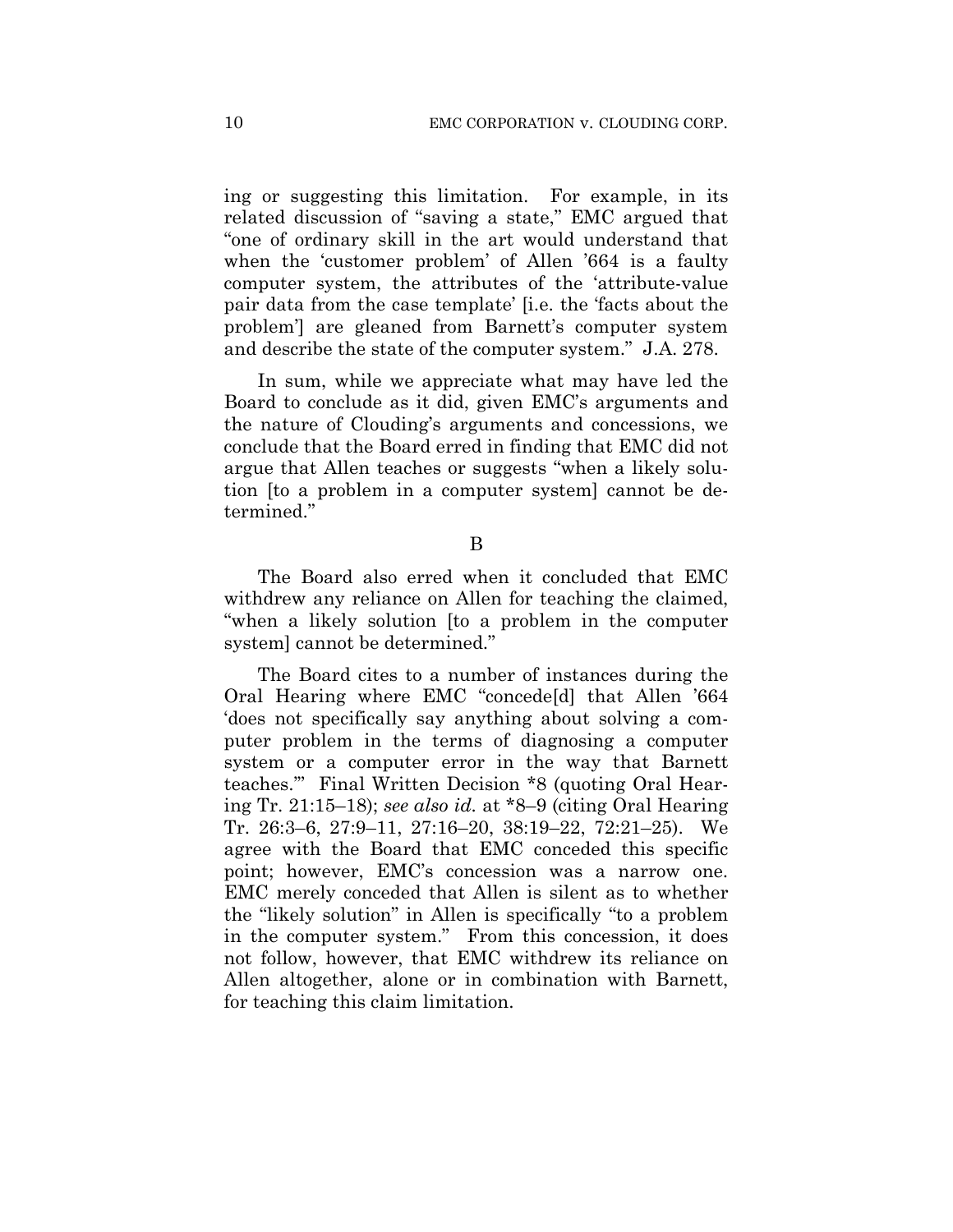ing or suggesting this limitation. For example, in its related discussion of "saving a state," EMC argued that "one of ordinary skill in the art would understand that when the 'customer problem' of Allen '664 is a faulty computer system, the attributes of the 'attribute-value pair data from the case template' [i.e. the 'facts about the problem'] are gleaned from Barnett's computer system and describe the state of the computer system." J.A. 278.

In sum, while we appreciate what may have led the Board to conclude as it did, given EMC's arguments and the nature of Clouding's arguments and concessions, we conclude that the Board erred in finding that EMC did not argue that Allen teaches or suggests "when a likely solution [to a problem in a computer system] cannot be determined."

B

The Board also erred when it concluded that EMC withdrew any reliance on Allen for teaching the claimed, "when a likely solution [to a problem in the computer system] cannot be determined."

The Board cites to a number of instances during the Oral Hearing where EMC "concede[d] that Allen '664 'does not specifically say anything about solving a computer problem in the terms of diagnosing a computer system or a computer error in the way that Barnett teaches.'" Final Written Decision *8 (quoting Oral Hearing Tr. 21:15–18); *see also id.* at *8–9 (citing Oral Hearing Tr. 26:3–6, 27:9–11, 27:16–20, 38:19–22, 72:21–25). We agree with the Board that EMC conceded this specific point; however, EMC's concession was a narrow one. EMC merely conceded that Allen is silent as to whether the "likely solution" in Allen is specifically "to a problem in the computer system." From this concession, it does not follow, however, that EMC withdrew its reliance on Allen altogether, alone or in combination with Barnett, for teaching this claim limitation.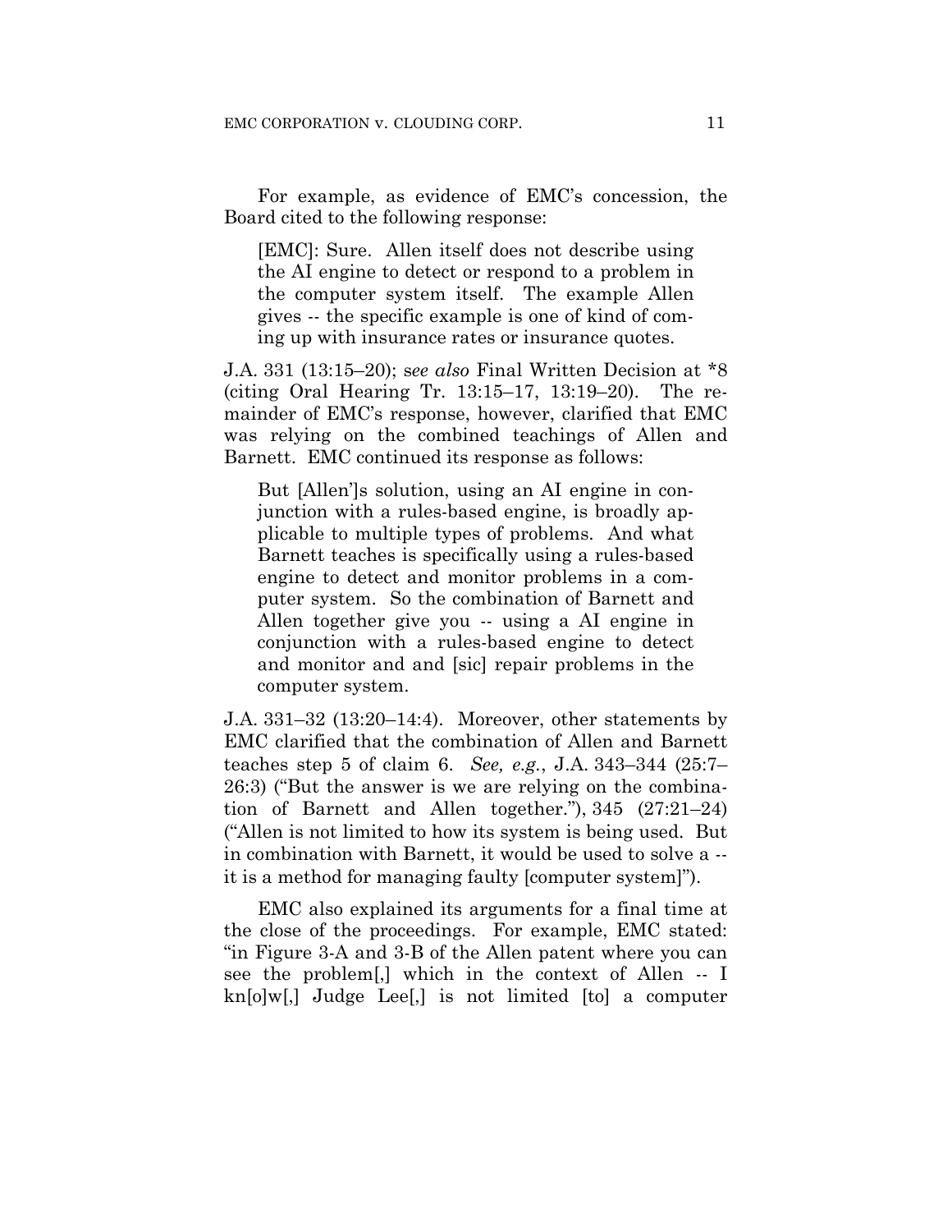For example, as evidence of EMC's concession, the Board cited to the following response:

> [EMC]: Sure. Allen itself does not describe using the AI engine to detect or respond to a problem in the computer system itself. The example Allen gives -- the specific example is one of kind of coming up with insurance rates or insurance quotes.

J.A. 331 (13:15–20); s*ee also* Final Written Decision at *8 (citing Oral Hearing Tr. 13:15–17, 13:19–20). The remainder of EMC's response, however, clarified that EMC was relying on the combined teachings of Allen and Barnett. EMC continued its response as follows:

> But [Allen']s solution, using an AI engine in conjunction with a rules-based engine, is broadly applicable to multiple types of problems. And what Barnett teaches is specifically using a rules-based engine to detect and monitor problems in a computer system. So the combination of Barnett and Allen together give you -- using a AI engine in conjunction with a rules-based engine to detect and monitor and and [sic] repair problems in the computer system.

J.A. 331–32 (13:20–14:4). Moreover, other statements by EMC clarified that the combination of Allen and Barnett teaches step 5 of claim 6. *See, e.g.*, J.A. 343–344 (25:7–26:3) ("But the answer is we are relying on the combination of Barnett and Allen together."), 345 (27:21–24) ("Allen is not limited to how its system is being used. But in combination with Barnett, it would be used to solve a -- it is a method for managing faulty [computer system]").

EMC also explained its arguments for a final time at the close of the proceedings. For example, EMC stated: "in Figure 3-A and 3-B of the Allen patent where you can see the problem[,] which in the context of Allen -- I kn[o]w[,] Judge Lee[,] is not limited [to] a computer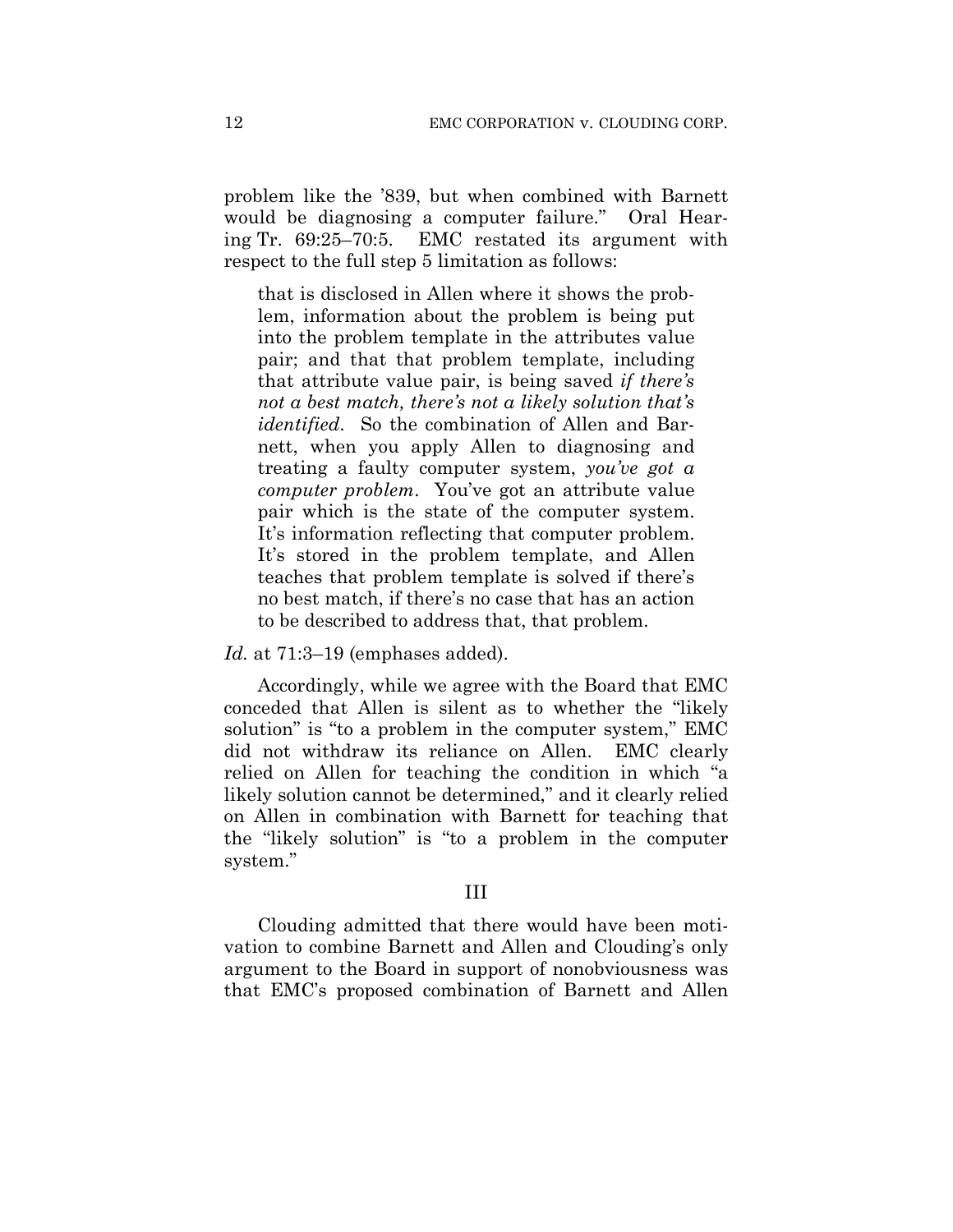problem like the '839, but when combined with Barnett would be diagnosing a computer failure." Oral Hearing Tr. 69:25–70:5. EMC restated its argument with respect to the full step 5 limitation as follows:

> that is disclosed in Allen where it shows the problem, information about the problem is being put into the problem template in the attributes value pair; and that that problem template, including that attribute value pair, is being saved *if there's not a best match, there's not a likely solution that's identified*. So the combination of Allen and Barnett, when you apply Allen to diagnosing and treating a faulty computer system, *you've got a computer problem*. You've got an attribute value pair which is the state of the computer system. It's information reflecting that computer problem. It's stored in the problem template, and Allen teaches that problem template is solved if there's no best match, if there's no case that has an action to be described to address that, that problem.

*Id.* at 71:3–19 (emphases added).

Accordingly, while we agree with the Board that EMC conceded that Allen is silent as to whether the "likely solution" is "to a problem in the computer system," EMC did not withdraw its reliance on Allen. EMC clearly relied on Allen for teaching the condition in which "a likely solution cannot be determined," and it clearly relied on Allen in combination with Barnett for teaching that the "likely solution" is "to a problem in the computer system."

## III

Clouding admitted that there would have been motivation to combine Barnett and Allen and Clouding's only argument to the Board in support of nonobviousness was that EMC's proposed combination of Barnett and Allen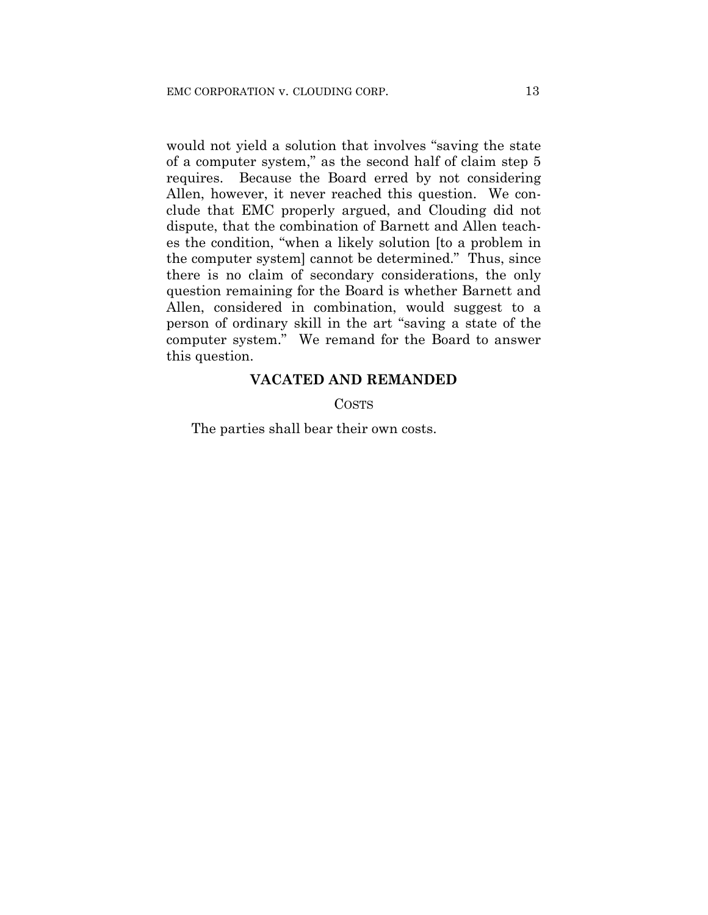would not yield a solution that involves "saving the state of a computer system," as the second half of claim step 5 requires. Because the Board erred by not considering Allen, however, it never reached this question. We conclude that EMC properly argued, and Clouding did not dispute, that the combination of Barnett and Allen teaches the condition, "when a likely solution [to a problem in the computer system] cannot be determined." Thus, since there is no claim of secondary considerations, the only question remaining for the Board is whether Barnett and Allen, considered in combination, would suggest to a person of ordinary skill in the art "saving a state of the computer system." We remand for the Board to answer this question.

**VACATED AND REMANDED**

COSTS

The parties shall bear their own costs.